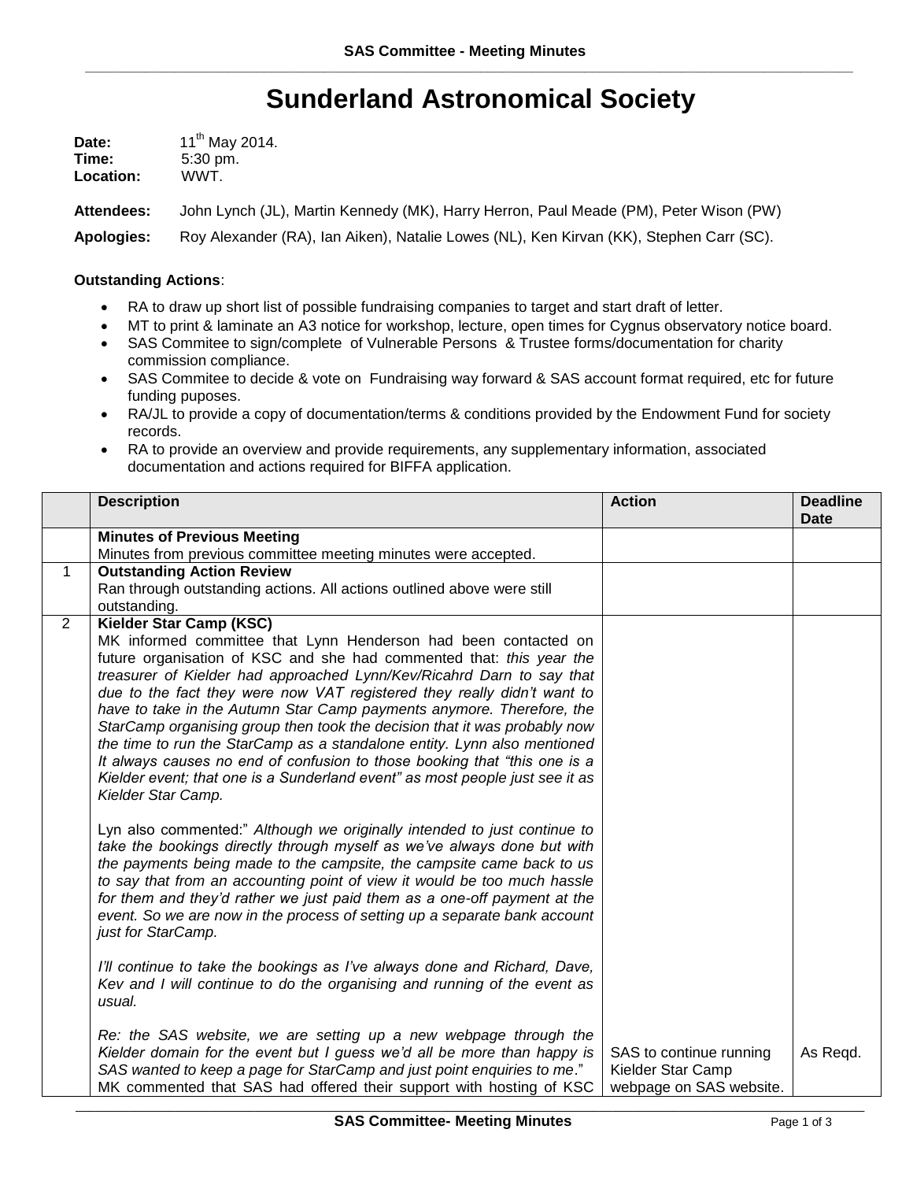# Sunderland Astronomical Society

**Date:** 11th May 2014.
**Time:** 5:30 pm.
**Location:** WWT.

**Attendees:** John Lynch (JL), Martin Kennedy (MK), Harry Herron, Paul Meade (PM), Peter Wison (PW)

**Apologies:** Roy Alexander (RA), Ian Aiken), Natalie Lowes (NL), Ken Kirvan (KK), Stephen Carr (SC).

**Outstanding Actions**:

- RA to draw up short list of possible fundraising companies to target and start draft of letter.
- MT to print & laminate an A3 notice for workshop, lecture, open times for Cygnus observatory notice board.
- SAS Commitee to sign/complete of Vulnerable Persons & Trustee forms/documentation for charity commission compliance.
- SAS Commitee to decide & vote on Fundraising way forward & SAS account format required, etc for future funding puposes.
- RA/JL to provide a copy of documentation/terms & conditions provided by the Endowment Fund for society records.
- RA to provide an overview and provide requirements, any supplementary information, associated documentation and actions required for BIFFA application.

| | Description | Action | Deadline Date |
|---|---|---|---|
| | **Minutes of Previous Meeting**<br>Minutes from previous committee meeting minutes were accepted. | | |
| 1 | **Outstanding Action Review**<br>Ran through outstanding actions. All actions outlined above were still outstanding. | | |
| 2 | **Kielder Star Camp (KSC)**<br>MK informed committee that Lynn Henderson had been contacted on future organisation of KSC and she had commented that: *this year the treasurer of Kielder had approached Lynn/Kev/Ricahrd Darn to say that due to the fact they were now VAT registered they really didn't want to have to take in the Autumn Star Camp payments anymore. Therefore, the StarCamp organising group then took the decision that it was probably now the time to run the StarCamp as a standalone entity. Lynn also mentioned It always causes no end of confusion to those booking that "this one is a Kielder event; that one is a Sunderland event" as most people just see it as Kielder Star Camp.*<br><br>Lyn also commented:" *Although we originally intended to just continue to take the bookings directly through myself as we've always done but with the payments being made to the campsite, the campsite came back to us to say that from an accounting point of view it would be too much hassle for them and they'd rather we just paid them as a one-off payment at the event. So we are now in the process of setting up a separate bank account just for StarCamp.*<br><br>*I'll continue to take the bookings as I've always done and Richard, Dave, Kev and I will continue to do the organising and running of the event as usual.*<br><br>*Re: the SAS website, we are setting up a new webpage through the Kielder domain for the event but I guess we'd all be more than happy is SAS wanted to keep a page for StarCamp and just point enquiries to me*."<br>MK commented that SAS had offered their support with hosting of KSC | SAS to continue running Kielder Star Camp webpage on SAS website. | As Reqd. |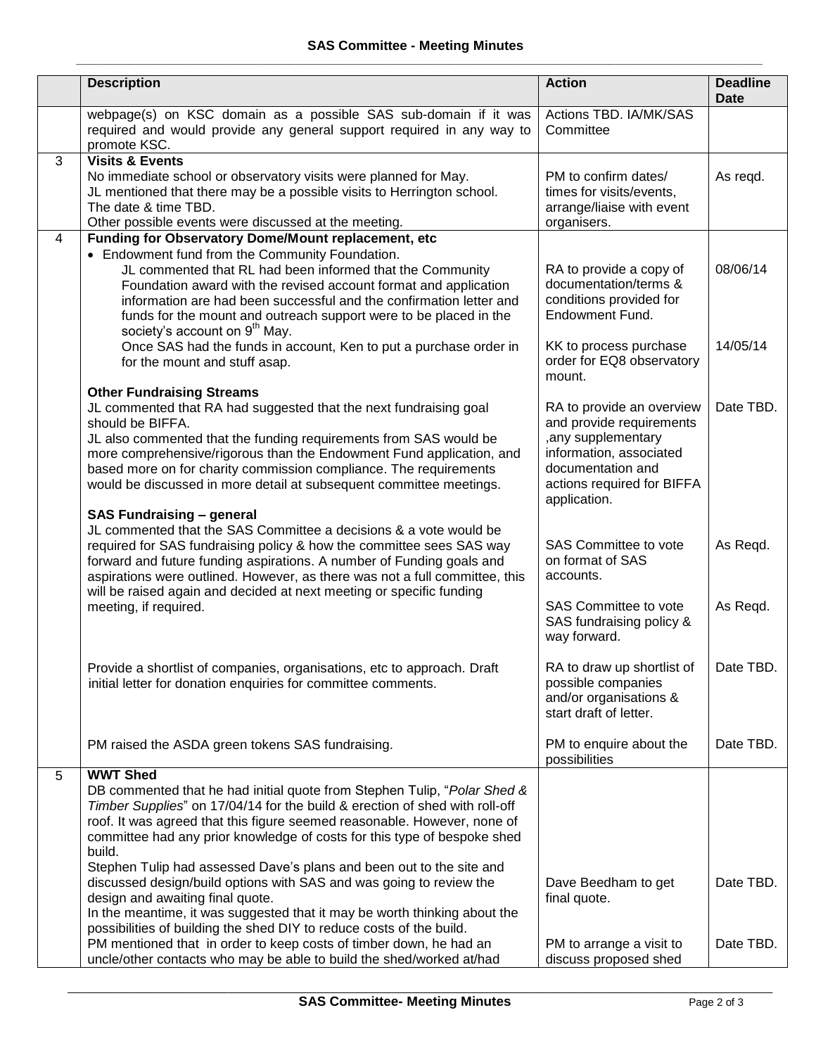## SAS Committee - Meeting Minutes

| | Description | Action | Deadline Date |
|---|---|---|---|
| | webpage(s) on KSC domain as a possible SAS sub-domain if it was required and would provide any general support required in any way to promote KSC. | Actions TBD. IA/MK/SAS Committee | |
| 3 | **Visits & Events**<br>No immediate school or observatory visits were planned for May.<br>JL mentioned that there may be a possible visits to Herrington school. The date & time TBD.<br>Other possible events were discussed at the meeting. | PM to confirm dates/ times for visits/events, arrange/liaise with event organisers. | As reqd. |
| 4 | **Funding for Observatory Dome/Mount replacement, etc**<br>• Endowment fund from the Community Foundation.<br>JL commented that RL had been informed that the Community Foundation award with the revised account format and application information are had been successful and the confirmation letter and funds for the mount and outreach support were to be placed in the society's account on 9th May. | RA to provide a copy of documentation/terms & conditions provided for Endowment Fund. | 08/06/14 |
| | Once SAS had the funds in account, Ken to put a purchase order in for the mount and stuff asap. | KK to process purchase order for EQ8 observatory mount. | 14/05/14 |
| | **Other Fundraising Streams**<br>JL commented that RA had suggested that the next fundraising goal should be BIFFA.<br>JL also commented that the funding requirements from SAS would be more comprehensive/rigorous than the Endowment Fund application, and based more on for charity commission compliance. The requirements would be discussed in more detail at subsequent committee meetings. | RA to provide an overview and provide requirements ,any supplementary information, associated documentation and actions required for BIFFA application. | Date TBD. |
| | **SAS Fundraising – general**<br>JL commented that the SAS Committee a decisions & a vote would be required for SAS fundraising policy & how the committee sees SAS way forward and future funding aspirations. A number of Funding goals and aspirations were outlined. However, as there was not a full committee, this will be raised again and decided at next meeting or specific funding meeting, if required. | SAS Committee to vote on format of SAS accounts. | As Reqd. |
| | | SAS Committee to vote SAS fundraising policy & way forward. | As Reqd. |
| | Provide a shortlist of companies, organisations, etc to approach. Draft initial letter for donation enquiries for committee comments. | RA to draw up shortlist of possible companies and/or organisations & start draft of letter. | Date TBD. |
| | PM raised the ASDA green tokens SAS fundraising. | PM to enquire about the possibilities | Date TBD. |
| 5 | **WWT Shed**<br>DB commented that he had initial quote from Stephen Tulip, "*Polar Shed & Timber Supplies*" on 17/04/14 for the build & erection of shed with roll-off roof. It was agreed that this figure seemed reasonable. However, none of committee had any prior knowledge of costs for this type of bespoke shed build.<br>Stephen Tulip had assessed Dave's plans and been out to the site and discussed design/build options with SAS and was going to review the design and awaiting final quote. | Dave Beedham to get final quote. | Date TBD. |
| | In the meantime, it was suggested that it may be worth thinking about the possibilities of building the shed DIY to reduce costs of the build.<br>PM mentioned that in order to keep costs of timber down, he had an uncle/other contacts who may be able to build the shed/worked at/had | PM to arrange a visit to discuss proposed shed | Date TBD. |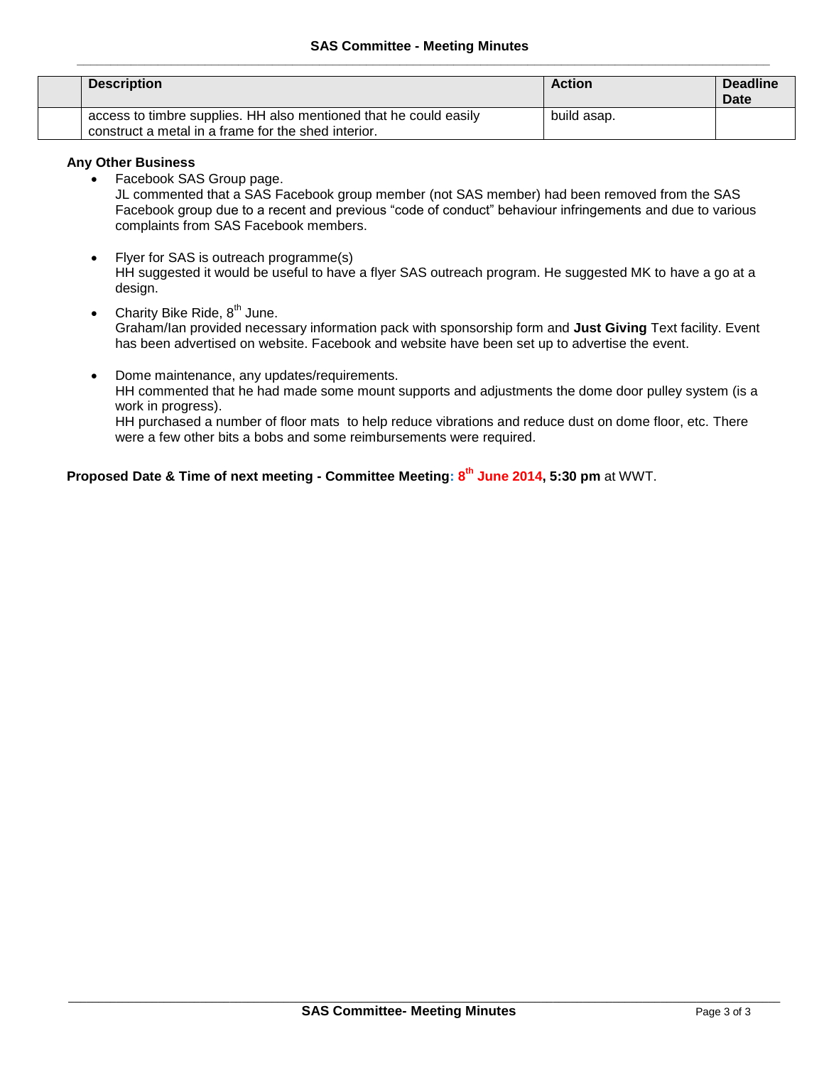| | Description | Action | Deadline Date |
|---|---|---|---|
| | access to timbre supplies. HH also mentioned that he could easily construct a metal in a frame for the shed interior. | build asap. | |

**Any Other Business**

- Facebook SAS Group page.
  JL commented that a SAS Facebook group member (not SAS member) had been removed from the SAS Facebook group due to a recent and previous "code of conduct" behaviour infringements and due to various complaints from SAS Facebook members.

- Flyer for SAS is outreach programme(s)
  HH suggested it would be useful to have a flyer SAS outreach program. He suggested MK to have a go at a design.

- Charity Bike Ride, 8th June.
  Graham/Ian provided necessary information pack with sponsorship form and **Just Giving** Text facility. Event has been advertised on website. Facebook and website have been set up to advertise the event.

- Dome maintenance, any updates/requirements.
  HH commented that he had made some mount supports and adjustments the dome door pulley system (is a work in progress).
  HH purchased a number of floor mats to help reduce vibrations and reduce dust on dome floor, etc. There were a few other bits a bobs and some reimbursements were required.

**Proposed Date & Time of next meeting - Committee Meeting: 8th June 2014, 5:30 pm** at WWT.